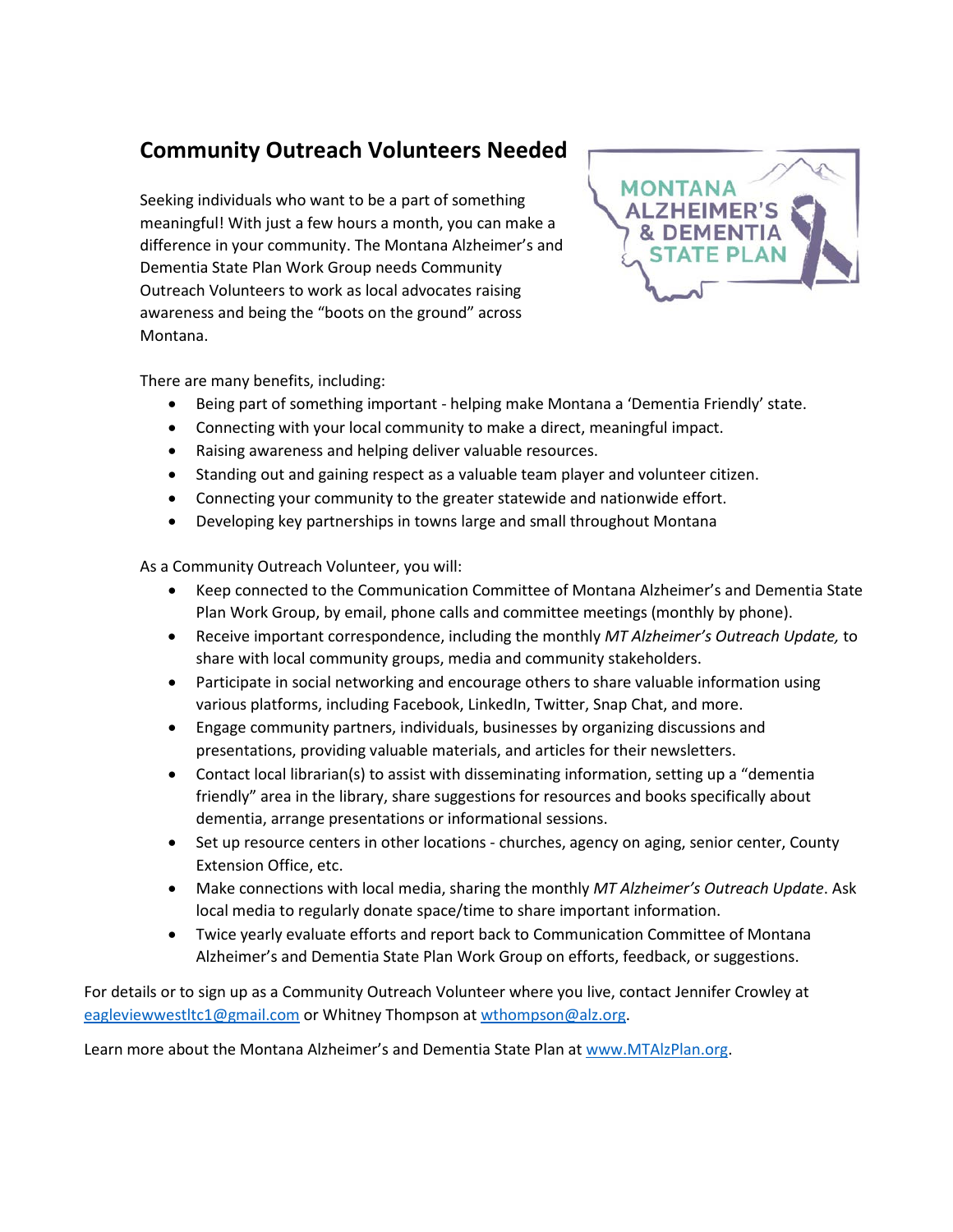## Community Outreach Volunteers Needed

Seeking individuals who want to be a part of something meaningful! With just a few hours a month, you can make a difference in your community. The Montana Alzheimer's and Dementia State Plan Work Group needs Community Outreach Volunteers to work as local advocates raising awareness and being the "boots on the ground" across Montana.

There are many benefits, including:

- Being part of something important - helping make Montana a 'Dementia Friendly' state.
- Connecting with your local community to make a direct, meaningful impact.
- Raising awareness and helping deliver valuable resources.
- Standing out and gaining respect as a valuable team player and volunteer citizen.
- Connecting your community to the greater statewide and nationwide effort.
- Developing key partnerships in towns large and small throughout Montana

As a Community Outreach Volunteer, you will:

- Keep connected to the Communication Committee of Montana Alzheimer's and Dementia State Plan Work Group, by email, phone calls and committee meetings (monthly by phone).
- Receive important correspondence, including the monthly *MT Alzheimer's Outreach Update,* to share with local community groups, media and community stakeholders.
- Participate in social networking and encourage others to share valuable information using various platforms, including Facebook, LinkedIn, Twitter, Snap Chat, and more.
- Engage community partners, individuals, businesses by organizing discussions and presentations, providing valuable materials, and articles for their newsletters.
- Contact local librarian(s) to assist with disseminating information, setting up a "dementia friendly" area in the library, share suggestions for resources and books specifically about dementia, arrange presentations or informational sessions.
- Set up resource centers in other locations - churches, agency on aging, senior center, County Extension Office, etc.
- Make connections with local media, sharing the monthly *MT Alzheimer's Outreach Update*. Ask local media to regularly donate space/time to share important information.
- Twice yearly evaluate efforts and report back to Communication Committee of Montana Alzheimer's and Dementia State Plan Work Group on efforts, feedback, or suggestions.

For details or to sign up as a Community Outreach Volunteer where you live, contact Jennifer Crowley at eagleviewwestltc1@gmail.com or Whitney Thompson at wthompson@alz.org.

Learn more about the Montana Alzheimer's and Dementia State Plan at www.MTAlzPlan.org.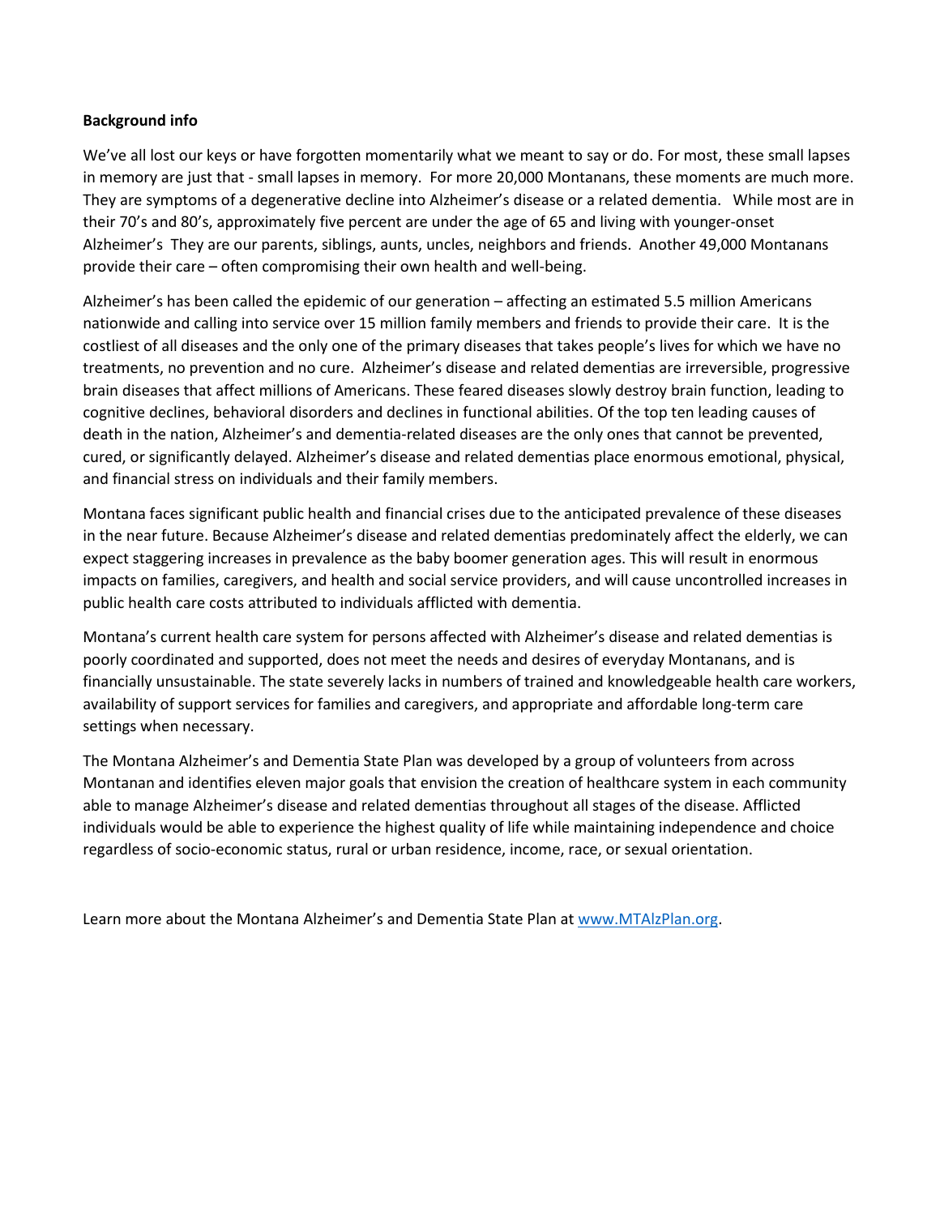**Background info**

We've all lost our keys or have forgotten momentarily what we meant to say or do. For most, these small lapses in memory are just that - small lapses in memory. For more 20,000 Montanans, these moments are much more. They are symptoms of a degenerative decline into Alzheimer's disease or a related dementia. While most are in their 70's and 80's, approximately five percent are under the age of 65 and living with younger-onset Alzheimer's They are our parents, siblings, aunts, uncles, neighbors and friends. Another 49,000 Montanans provide their care – often compromising their own health and well-being.

Alzheimer's has been called the epidemic of our generation – affecting an estimated 5.5 million Americans nationwide and calling into service over 15 million family members and friends to provide their care. It is the costliest of all diseases and the only one of the primary diseases that takes people's lives for which we have no treatments, no prevention and no cure. Alzheimer's disease and related dementias are irreversible, progressive brain diseases that affect millions of Americans. These feared diseases slowly destroy brain function, leading to cognitive declines, behavioral disorders and declines in functional abilities. Of the top ten leading causes of death in the nation, Alzheimer's and dementia-related diseases are the only ones that cannot be prevented, cured, or significantly delayed. Alzheimer's disease and related dementias place enormous emotional, physical, and financial stress on individuals and their family members.

Montana faces significant public health and financial crises due to the anticipated prevalence of these diseases in the near future. Because Alzheimer's disease and related dementias predominately affect the elderly, we can expect staggering increases in prevalence as the baby boomer generation ages. This will result in enormous impacts on families, caregivers, and health and social service providers, and will cause uncontrolled increases in public health care costs attributed to individuals afflicted with dementia.

Montana's current health care system for persons affected with Alzheimer's disease and related dementias is poorly coordinated and supported, does not meet the needs and desires of everyday Montanans, and is financially unsustainable. The state severely lacks in numbers of trained and knowledgeable health care workers, availability of support services for families and caregivers, and appropriate and affordable long-term care settings when necessary.

The Montana Alzheimer's and Dementia State Plan was developed by a group of volunteers from across Montanan and identifies eleven major goals that envision the creation of healthcare system in each community able to manage Alzheimer's disease and related dementias throughout all stages of the disease. Afflicted individuals would be able to experience the highest quality of life while maintaining independence and choice regardless of socio-economic status, rural or urban residence, income, race, or sexual orientation.

Learn more about the Montana Alzheimer's and Dementia State Plan at [www.MTAlzPlan.org](http://www.MTAlzPlan.org).